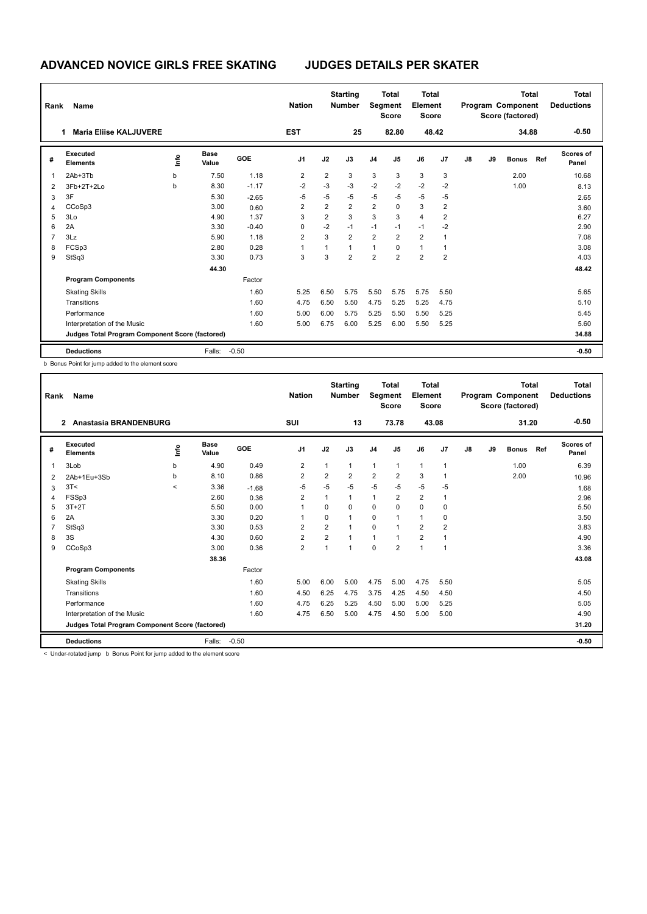# ADVANCED NOVICE GIRLS FREE SKATING — JUDGES DETAILS PER SKATER

| Rank | Name | Nation | Starting Number | Total Segment Score | Total Element Score | Total Program Component Score (factored) | Total Deductions |
|---|---|---|---|---|---|---|---|
| 1 | Maria Eliise KALJUVERE | EST | 25 | 82.80 | 48.42 | 34.88 | -0.50 |

| # | Executed Elements | Info | Base Value | GOE | J1 | J2 | J3 | J4 | J5 | J6 | J7 | J8 | J9 | Bonus | Ref | Scores of Panel |
|---|---|---|---|---|---|---|---|---|---|---|---|---|---|---|---|---|
| 1 | 2Ab+3Tb | b | 7.50 | 1.18 | 2 | 2 | 3 | 3 | 3 | 3 | 3 | | | 2.00 | | 10.68 |
| 2 | 3Fb+2T+2Lo | b | 8.30 | -1.17 | -2 | -3 | -3 | -2 | -2 | -2 | -2 | | | 1.00 | | 8.13 |
| 3 | 3F | | 5.30 | -2.65 | -5 | -5 | -5 | -5 | -5 | -5 | -5 | | | | | 2.65 |
| 4 | CCoSp3 | | 3.00 | 0.60 | 2 | 2 | 2 | 2 | 0 | 3 | 2 | | | | | 3.60 |
| 5 | 3Lo | | 4.90 | 1.37 | 3 | 2 | 3 | 3 | 3 | 4 | 2 | | | | | 6.27 |
| 6 | 2A | | 3.30 | -0.40 | 0 | -2 | -1 | -1 | -1 | -1 | -2 | | | | | 2.90 |
| 7 | 3Lz | | 5.90 | 1.18 | 2 | 3 | 2 | 2 | 2 | 2 | 1 | | | | | 7.08 |
| 8 | FCSp3 | | 2.80 | 0.28 | 1 | 1 | 1 | 1 | 0 | 1 | 1 | | | | | 3.08 |
| 9 | StSq3 | | 3.30 | 0.73 | 3 | 3 | 2 | 2 | 2 | 2 | 2 | | | | | 4.03 |
| | | | 44.30 | | | | | | | | | | | | | 48.42 |
| | **Program Components** | | | Factor | | | | | | | | | | | | |
| | Skating Skills | | | 1.60 | 5.25 | 6.50 | 5.75 | 5.50 | 5.75 | 5.75 | 5.50 | | | | | 5.65 |
| | Transitions | | | 1.60 | 4.75 | 6.50 | 5.50 | 4.75 | 5.25 | 5.25 | 4.75 | | | | | 5.10 |
| | Performance | | | 1.60 | 5.00 | 6.00 | 5.75 | 5.25 | 5.50 | 5.50 | 5.25 | | | | | 5.45 |
| | Interpretation of the Music | | | 1.60 | 5.00 | 6.75 | 6.00 | 5.25 | 6.00 | 5.50 | 5.25 | | | | | 5.60 |
| | **Judges Total Program Component Score (factored)** | | | | | | | | | | | | | | | 34.88 |
| | **Deductions** | | Falls: | -0.50 | | | | | | | | | | | | -0.50 |

b Bonus Point for jump added to the element score

| Rank | Name | Nation | Starting Number | Total Segment Score | Total Element Score | Total Program Component Score (factored) | Total Deductions |
|---|---|---|---|---|---|---|---|
| 2 | Anastasia BRANDENBURG | SUI | 13 | 73.78 | 43.08 | 31.20 | -0.50 |

| # | Executed Elements | Info | Base Value | GOE | J1 | J2 | J3 | J4 | J5 | J6 | J7 | J8 | J9 | Bonus | Ref | Scores of Panel |
|---|---|---|---|---|---|---|---|---|---|---|---|---|---|---|---|---|
| 1 | 3Lob | b | 4.90 | 0.49 | 2 | 1 | 1 | 1 | 1 | 1 | 1 | | | 1.00 | | 6.39 |
| 2 | 2Ab+1Eu+3Sb | b | 8.10 | 0.86 | 2 | 2 | 2 | 2 | 2 | 3 | 1 | | | 2.00 | | 10.96 |
| 3 | 3T< | < | 3.36 | -1.68 | -5 | -5 | -5 | -5 | -5 | -5 | -5 | | | | | 1.68 |
| 4 | FSSp3 | | 2.60 | 0.36 | 2 | 1 | 1 | 1 | 2 | 2 | 1 | | | | | 2.96 |
| 5 | 3T+2T | | 5.50 | 0.00 | 1 | 0 | 0 | 0 | 0 | 0 | 0 | | | | | 5.50 |
| 6 | 2A | | 3.30 | 0.20 | 1 | 0 | 1 | 0 | 1 | 1 | 0 | | | | | 3.50 |
| 7 | StSq3 | | 3.30 | 0.53 | 2 | 2 | 1 | 0 | 1 | 2 | 2 | | | | | 3.83 |
| 8 | 3S | | 4.30 | 0.60 | 2 | 2 | 1 | 1 | 1 | 2 | 1 | | | | | 4.90 |
| 9 | CCoSp3 | | 3.00 | 0.36 | 2 | 1 | 1 | 0 | 2 | 1 | 1 | | | | | 3.36 |
| | | | 38.36 | | | | | | | | | | | | | 43.08 |
| | **Program Components** | | | Factor | | | | | | | | | | | | |
| | Skating Skills | | | 1.60 | 5.00 | 6.00 | 5.00 | 4.75 | 5.00 | 4.75 | 5.50 | | | | | 5.05 |
| | Transitions | | | 1.60 | 4.50 | 6.25 | 4.75 | 3.75 | 4.25 | 4.50 | 4.50 | | | | | 4.50 |
| | Performance | | | 1.60 | 4.75 | 6.25 | 5.25 | 4.50 | 5.00 | 5.00 | 5.25 | | | | | 5.05 |
| | Interpretation of the Music | | | 1.60 | 4.75 | 6.50 | 5.00 | 4.75 | 4.50 | 5.00 | 5.00 | | | | | 4.90 |
| | **Judges Total Program Component Score (factored)** | | | | | | | | | | | | | | | 31.20 |
| | **Deductions** | | Falls: | -0.50 | | | | | | | | | | | | -0.50 |

< Under-rotated jump b Bonus Point for jump added to the element score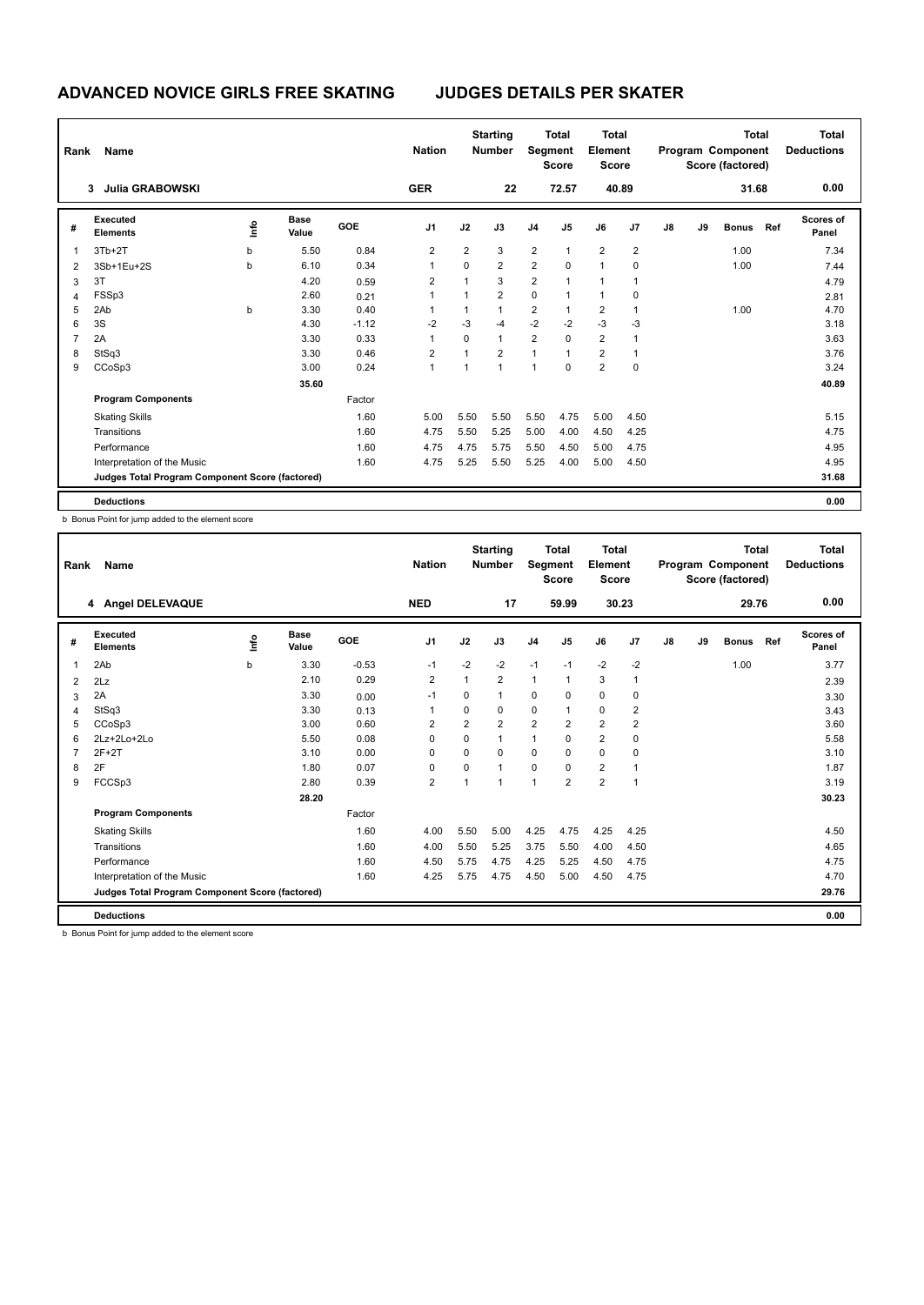# ADVANCED NOVICE GIRLS FREE SKATING JUDGES DETAILS PER SKATER

| Rank | Name | Nation | Starting Number | Total Segment Score | Total Element Score | Total Program Component Score (factored) | Total Deductions |
|---|---|---|---|---|---|---|---|
| 3 | Julia GRABOWSKI | GER | 22 | 72.57 | 40.89 | 31.68 | 0.00 |

| # | Executed Elements | Info | Base Value | GOE | J1 | J2 | J3 | J4 | J5 | J6 | J7 | J8 | J9 | Bonus | Ref | Scores of Panel |
|---|---|---|---|---|---|---|---|---|---|---|---|---|---|---|---|---|
| 1 | 3Tb+2T | b | 5.50 | 0.84 | 2 | 2 | 3 | 2 | 1 | 2 | 2 | | | 1.00 | | 7.34 |
| 2 | 3Sb+1Eu+2S | b | 6.10 | 0.34 | 1 | 0 | 2 | 2 | 0 | 1 | 0 | | | 1.00 | | 7.44 |
| 3 | 3T | | 4.20 | 0.59 | 2 | 1 | 3 | 2 | 1 | 1 | 1 | | | | | 4.79 |
| 4 | FSSp3 | | 2.60 | 0.21 | 1 | 1 | 2 | 0 | 1 | 1 | 0 | | | | | 2.81 |
| 5 | 2Ab | b | 3.30 | 0.40 | 1 | 1 | 1 | 2 | 1 | 2 | 1 | | | 1.00 | | 4.70 |
| 6 | 3S | | 4.30 | -1.12 | -2 | -3 | -4 | -2 | -2 | -3 | -3 | | | | | 3.18 |
| 7 | 2A | | 3.30 | 0.33 | 1 | 0 | 1 | 2 | 0 | 2 | 1 | | | | | 3.63 |
| 8 | StSq3 | | 3.30 | 0.46 | 2 | 1 | 2 | 1 | 1 | 2 | 1 | | | | | 3.76 |
| 9 | CCoSp3 | | 3.00 | 0.24 | 1 | 1 | 1 | 1 | 0 | 2 | 0 | | | | | 3.24 |
| | | | 35.60 | | | | | | | | | | | | | 40.89 |
| | **Program Components** | | | Factor | | | | | | | | | | | | |
| | Skating Skills | | | 1.60 | 5.00 | 5.50 | 5.50 | 5.50 | 4.75 | 5.00 | 4.50 | | | | | 5.15 |
| | Transitions | | | 1.60 | 4.75 | 5.50 | 5.25 | 5.00 | 4.00 | 4.50 | 4.25 | | | | | 4.75 |
| | Performance | | | 1.60 | 4.75 | 4.75 | 5.75 | 5.50 | 4.50 | 5.00 | 4.75 | | | | | 4.95 |
| | Interpretation of the Music | | | 1.60 | 4.75 | 5.25 | 5.50 | 5.25 | 4.00 | 5.00 | 4.50 | | | | | 4.95 |
| | **Judges Total Program Component Score (factored)** | | | | | | | | | | | | | | | 31.68 |
| | **Deductions** | | | | | | | | | | | | | | | 0.00 |

b Bonus Point for jump added to the element score

| Rank | Name | Nation | Starting Number | Total Segment Score | Total Element Score | Total Program Component Score (factored) | Total Deductions |
|---|---|---|---|---|---|---|---|
| 4 | Angel DELEVAQUE | NED | 17 | 59.99 | 30.23 | 29.76 | 0.00 |

| # | Executed Elements | Info | Base Value | GOE | J1 | J2 | J3 | J4 | J5 | J6 | J7 | J8 | J9 | Bonus | Ref | Scores of Panel |
|---|---|---|---|---|---|---|---|---|---|---|---|---|---|---|---|---|
| 1 | 2Ab | b | 3.30 | -0.53 | -1 | -2 | -2 | -1 | -1 | -2 | -2 | | | 1.00 | | 3.77 |
| 2 | 2Lz | | 2.10 | 0.29 | 2 | 1 | 2 | 1 | 1 | 3 | 1 | | | | | 2.39 |
| 3 | 2A | | 3.30 | 0.00 | -1 | 0 | 1 | 0 | 0 | 0 | 0 | | | | | 3.30 |
| 4 | StSq3 | | 3.30 | 0.13 | 1 | 0 | 0 | 0 | 1 | 0 | 2 | | | | | 3.43 |
| 5 | CCoSp3 | | 3.00 | 0.60 | 2 | 2 | 2 | 2 | 2 | 2 | 2 | | | | | 3.60 |
| 6 | 2Lz+2Lo+2Lo | | 5.50 | 0.08 | 0 | 0 | 1 | 1 | 0 | 2 | 0 | | | | | 5.58 |
| 7 | 2F+2T | | 3.10 | 0.00 | 0 | 0 | 0 | 0 | 0 | 0 | 0 | | | | | 3.10 |
| 8 | 2F | | 1.80 | 0.07 | 0 | 0 | 1 | 0 | 0 | 2 | 1 | | | | | 1.87 |
| 9 | FCCSp3 | | 2.80 | 0.39 | 2 | 1 | 1 | 1 | 2 | 2 | 1 | | | | | 3.19 |
| | | | 28.20 | | | | | | | | | | | | | 30.23 |
| | **Program Components** | | | Factor | | | | | | | | | | | | |
| | Skating Skills | | | 1.60 | 4.00 | 5.50 | 5.00 | 4.25 | 4.75 | 4.25 | 4.25 | | | | | 4.50 |
| | Transitions | | | 1.60 | 4.00 | 5.50 | 5.25 | 3.75 | 5.50 | 4.00 | 4.50 | | | | | 4.65 |
| | Performance | | | 1.60 | 4.50 | 5.75 | 4.75 | 4.25 | 5.25 | 4.50 | 4.75 | | | | | 4.75 |
| | Interpretation of the Music | | | 1.60 | 4.25 | 5.75 | 4.75 | 4.50 | 5.00 | 4.50 | 4.75 | | | | | 4.70 |
| | **Judges Total Program Component Score (factored)** | | | | | | | | | | | | | | | 29.76 |
| | **Deductions** | | | | | | | | | | | | | | | 0.00 |

b Bonus Point for jump added to the element score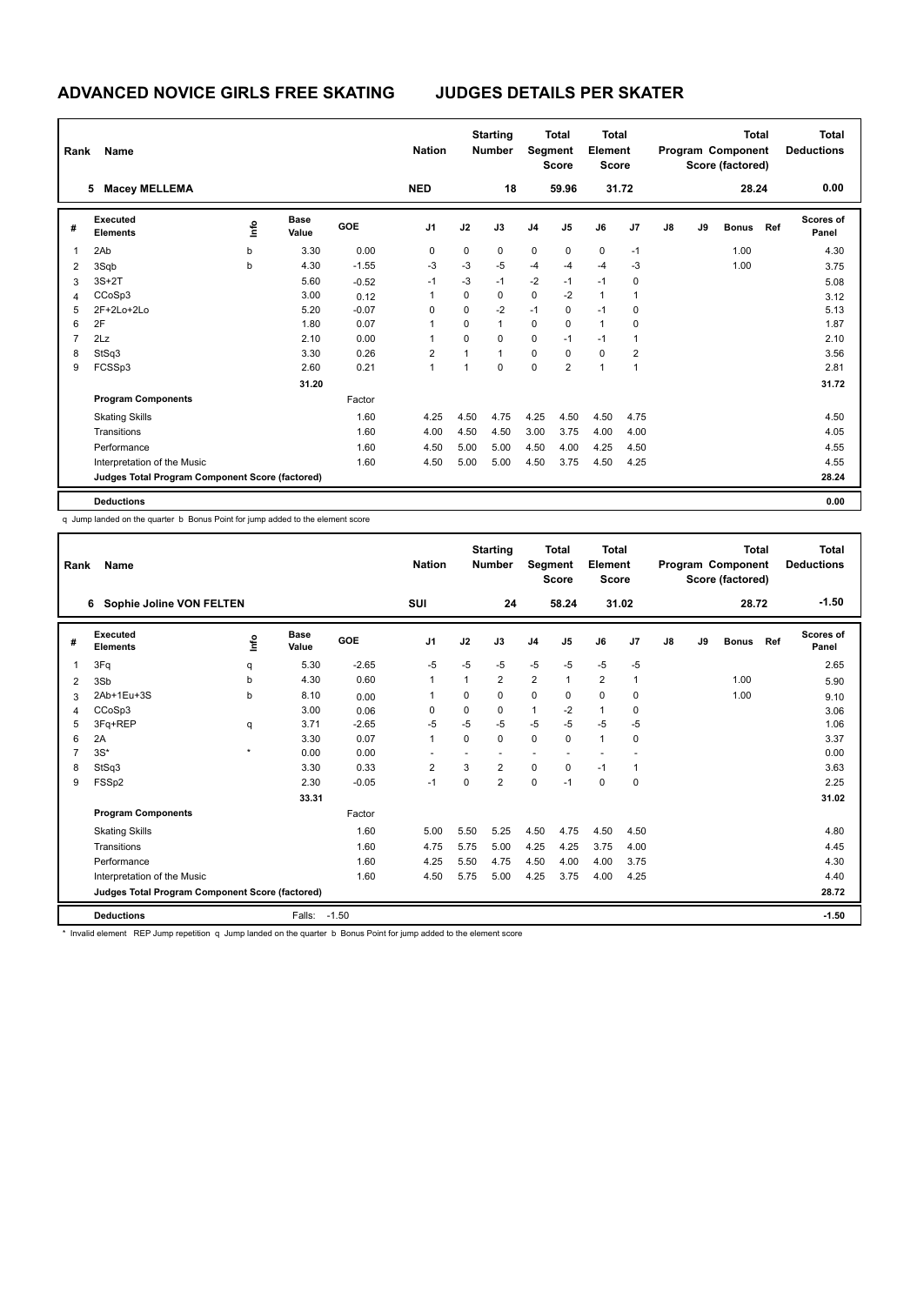# ADVANCED NOVICE GIRLS FREE SKATING    JUDGES DETAILS PER SKATER

| Rank | Name | Nation | Starting Number | Total Segment Score | Total Element Score | Total Program Component Score (factored) | Total Deductions |
|---|---|---|---|---|---|---|---|
| 5 | Macey MELLEMA | NED | 18 | 59.96 | 31.72 | 28.24 | 0.00 |

| # | Executed Elements | Info | Base Value | GOE | J1 | J2 | J3 | J4 | J5 | J6 | J7 | J8 | J9 | Bonus | Ref | Scores of Panel |
|---|---|---|---|---|---|---|---|---|---|---|---|---|---|---|---|---|
| 1 | 2Ab | b | 3.30 | 0.00 | 0 | 0 | 0 | 0 | 0 | 0 | -1 | | | 1.00 | | 4.30 |
| 2 | 3Sqb | b | 4.30 | -1.55 | -3 | -3 | -5 | -4 | -4 | -4 | -3 | | | 1.00 | | 3.75 |
| 3 | 3S+2T | | 5.60 | -0.52 | -1 | -3 | -1 | -2 | -1 | -1 | 0 | | | | | 5.08 |
| 4 | CCoSp3 | | 3.00 | 0.12 | 1 | 0 | 0 | 0 | -2 | 1 | 1 | | | | | 3.12 |
| 5 | 2F+2Lo+2Lo | | 5.20 | -0.07 | 0 | 0 | -2 | -1 | 0 | -1 | 0 | | | | | 5.13 |
| 6 | 2F | | 1.80 | 0.07 | 1 | 0 | 1 | 0 | 0 | 1 | 0 | | | | | 1.87 |
| 7 | 2Lz | | 2.10 | 0.00 | 1 | 0 | 0 | 0 | -1 | -1 | 1 | | | | | 2.10 |
| 8 | StSq3 | | 3.30 | 0.26 | 2 | 1 | 1 | 0 | 0 | 0 | 2 | | | | | 3.56 |
| 9 | FCSSp3 | | 2.60 | 0.21 | 1 | 1 | 0 | 0 | 2 | 1 | 1 | | | | | 2.81 |
| | | | 31.20 | | | | | | | | | | | | | 31.72 |
| | **Program Components** | | | Factor | | | | | | | | | | | | |
| | Skating Skills | | | 1.60 | 4.25 | 4.50 | 4.75 | 4.25 | 4.50 | 4.50 | 4.75 | | | | | 4.50 |
| | Transitions | | | 1.60 | 4.00 | 4.50 | 4.50 | 3.00 | 3.75 | 4.00 | 4.00 | | | | | 4.05 |
| | Performance | | | 1.60 | 4.50 | 5.00 | 5.00 | 4.50 | 4.00 | 4.25 | 4.50 | | | | | 4.55 |
| | Interpretation of the Music | | | 1.60 | 4.50 | 5.00 | 5.00 | 4.50 | 3.75 | 4.50 | 4.25 | | | | | 4.55 |
| | **Judges Total Program Component Score (factored)** | | | | | | | | | | | | | | | 28.24 |
| | **Deductions** | | | | | | | | | | | | | | | 0.00 |

q Jump landed on the quarter b Bonus Point for jump added to the element score

| Rank | Name | Nation | Starting Number | Total Segment Score | Total Element Score | Total Program Component Score (factored) | Total Deductions |
|---|---|---|---|---|---|---|---|
| 6 | Sophie Joline VON FELTEN | SUI | 24 | 58.24 | 31.02 | 28.72 | -1.50 |

| # | Executed Elements | Info | Base Value | GOE | J1 | J2 | J3 | J4 | J5 | J6 | J7 | J8 | J9 | Bonus | Ref | Scores of Panel |
|---|---|---|---|---|---|---|---|---|---|---|---|---|---|---|---|---|
| 1 | 3Fq | q | 5.30 | -2.65 | -5 | -5 | -5 | -5 | -5 | -5 | -5 | | | | | 2.65 |
| 2 | 3Sb | b | 4.30 | 0.60 | 1 | 1 | 2 | 2 | 1 | 2 | 1 | | | 1.00 | | 5.90 |
| 3 | 2Ab+1Eu+3S | b | 8.10 | 0.00 | 1 | 0 | 0 | 0 | 0 | 0 | 0 | | | 1.00 | | 9.10 |
| 4 | CCoSp3 | | 3.00 | 0.06 | 0 | 0 | 0 | 1 | -2 | 1 | 0 | | | | | 3.06 |
| 5 | 3Fq+REP | q | 3.71 | -2.65 | -5 | -5 | -5 | -5 | -5 | -5 | -5 | | | | | 1.06 |
| 6 | 2A | | 3.30 | 0.07 | 1 | 0 | 0 | 0 | 0 | 1 | 0 | | | | | 3.37 |
| 7 | 3S* | * | 0.00 | 0.00 | - | - | - | - | - | - | - | | | | | 0.00 |
| 8 | StSq3 | | 3.30 | 0.33 | 2 | 3 | 2 | 0 | 0 | -1 | 1 | | | | | 3.63 |
| 9 | FSSp2 | | 2.30 | -0.05 | -1 | 0 | 2 | 0 | -1 | 0 | 0 | | | | | 2.25 |
| | | | 33.31 | | | | | | | | | | | | | 31.02 |
| | **Program Components** | | | Factor | | | | | | | | | | | | |
| | Skating Skills | | | 1.60 | 5.00 | 5.50 | 5.25 | 4.50 | 4.75 | 4.50 | 4.50 | | | | | 4.80 |
| | Transitions | | | 1.60 | 4.75 | 5.75 | 5.00 | 4.25 | 4.25 | 3.75 | 4.00 | | | | | 4.45 |
| | Performance | | | 1.60 | 4.25 | 5.50 | 4.75 | 4.50 | 4.00 | 4.00 | 3.75 | | | | | 4.30 |
| | Interpretation of the Music | | | 1.60 | 4.50 | 5.75 | 5.00 | 4.25 | 3.75 | 4.00 | 4.25 | | | | | 4.40 |
| | **Judges Total Program Component Score (factored)** | | | | | | | | | | | | | | | 28.72 |
| | **Deductions** | | Falls: | -1.50 | | | | | | | | | | | | -1.50 |

* Invalid element REP Jump repetition q Jump landed on the quarter b Bonus Point for jump added to the element score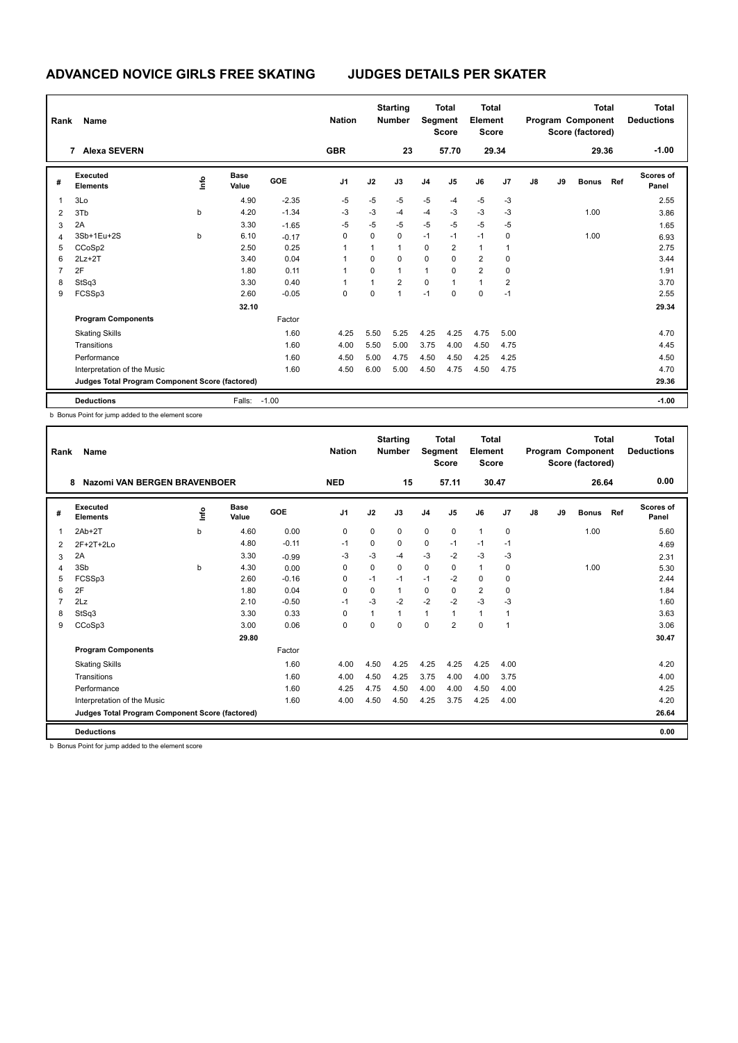# ADVANCED NOVICE GIRLS FREE SKATING — JUDGES DETAILS PER SKATER

| Rank | Name | Nation | Starting Number | Total Segment Score | Total Element Score | Total Program Component Score (factored) | Total Deductions |
|---|---|---|---|---|---|---|---|
| 7 | Alexa SEVERN | GBR | 23 | 57.70 | 29.34 | 29.36 | -1.00 |

| # | Executed Elements | Info | Base Value | GOE | J1 | J2 | J3 | J4 | J5 | J6 | J7 | J8 | J9 | Bonus | Ref | Scores of Panel |
|---|---|---|---|---|---|---|---|---|---|---|---|---|---|---|---|---|
| 1 | 3Lo | | 4.90 | -2.35 | -5 | -5 | -5 | -5 | -4 | -5 | -3 | | | | | 2.55 |
| 2 | 3Tb | b | 4.20 | -1.34 | -3 | -3 | -4 | -4 | -3 | -3 | -3 | | | 1.00 | | 3.86 |
| 3 | 2A | | 3.30 | -1.65 | -5 | -5 | -5 | -5 | -5 | -5 | -5 | | | | | 1.65 |
| 4 | 3Sb+1Eu+2S | b | 6.10 | -0.17 | 0 | 0 | 0 | -1 | -1 | -1 | 0 | | | 1.00 | | 6.93 |
| 5 | CCoSp2 | | 2.50 | 0.25 | 1 | 1 | 1 | 0 | 2 | 1 | 1 | | | | | 2.75 |
| 6 | 2Lz+2T | | 3.40 | 0.04 | 1 | 0 | 0 | 0 | 0 | 2 | 0 | | | | | 3.44 |
| 7 | 2F | | 1.80 | 0.11 | 1 | 0 | 1 | 1 | 0 | 2 | 0 | | | | | 1.91 |
| 8 | StSq3 | | 3.30 | 0.40 | 1 | 1 | 2 | 0 | 1 | 1 | 2 | | | | | 3.70 |
| 9 | FCSSp3 | | 2.60 | -0.05 | 0 | 0 | 1 | -1 | 0 | 0 | -1 | | | | | 2.55 |
| | | | 32.10 | | | | | | | | | | | | | 29.34 |
| | **Program Components** | | | Factor | | | | | | | | | | | | |
| | Skating Skills | | | 1.60 | 4.25 | 5.50 | 5.25 | 4.25 | 4.25 | 4.75 | 5.00 | | | | | 4.70 |
| | Transitions | | | 1.60 | 4.00 | 5.50 | 5.00 | 3.75 | 4.00 | 4.50 | 4.75 | | | | | 4.45 |
| | Performance | | | 1.60 | 4.50 | 5.00 | 4.75 | 4.50 | 4.50 | 4.25 | 4.25 | | | | | 4.50 |
| | Interpretation of the Music | | | 1.60 | 4.50 | 6.00 | 5.00 | 4.50 | 4.75 | 4.50 | 4.75 | | | | | 4.70 |
| | Judges Total Program Component Score (factored) | | | | | | | | | | | | | | | 29.36 |
| | **Deductions** | | Falls: | -1.00 | | | | | | | | | | | | -1.00 |

b Bonus Point for jump added to the element score

| Rank | Name | Nation | Starting Number | Total Segment Score | Total Element Score | Total Program Component Score (factored) | Total Deductions |
|---|---|---|---|---|---|---|---|
| 8 | Nazomi VAN BERGEN BRAVENBOER | NED | 15 | 57.11 | 30.47 | 26.64 | 0.00 |

| # | Executed Elements | Info | Base Value | GOE | J1 | J2 | J3 | J4 | J5 | J6 | J7 | J8 | J9 | Bonus | Ref | Scores of Panel |
|---|---|---|---|---|---|---|---|---|---|---|---|---|---|---|---|---|
| 1 | 2Ab+2T | b | 4.60 | 0.00 | 0 | 0 | 0 | 0 | 0 | 1 | 0 | | | 1.00 | | 5.60 |
| 2 | 2F+2T+2Lo | | 4.80 | -0.11 | -1 | 0 | 0 | 0 | -1 | -1 | -1 | | | | | 4.69 |
| 3 | 2A | | 3.30 | -0.99 | -3 | -3 | -4 | -3 | -2 | -3 | -3 | | | | | 2.31 |
| 4 | 3Sb | b | 4.30 | 0.00 | 0 | 0 | 0 | 0 | 0 | 1 | 0 | | | 1.00 | | 5.30 |
| 5 | FCSSp3 | | 2.60 | -0.16 | 0 | -1 | -1 | -1 | -2 | 0 | 0 | | | | | 2.44 |
| 6 | 2F | | 1.80 | 0.04 | 0 | 0 | 1 | 0 | 0 | 2 | 0 | | | | | 1.84 |
| 7 | 2Lz | | 2.10 | -0.50 | -1 | -3 | -2 | -2 | -2 | -3 | -3 | | | | | 1.60 |
| 8 | StSq3 | | 3.30 | 0.33 | 0 | 1 | 1 | 1 | 1 | 1 | 1 | | | | | 3.63 |
| 9 | CCoSp3 | | 3.00 | 0.06 | 0 | 0 | 0 | 0 | 2 | 0 | 1 | | | | | 3.06 |
| | | | 29.80 | | | | | | | | | | | | | 30.47 |
| | **Program Components** | | | Factor | | | | | | | | | | | | |
| | Skating Skills | | | 1.60 | 4.00 | 4.50 | 4.25 | 4.25 | 4.25 | 4.25 | 4.00 | | | | | 4.20 |
| | Transitions | | | 1.60 | 4.00 | 4.50 | 4.25 | 3.75 | 4.00 | 4.00 | 3.75 | | | | | 4.00 |
| | Performance | | | 1.60 | 4.25 | 4.75 | 4.50 | 4.00 | 4.00 | 4.50 | 4.00 | | | | | 4.25 |
| | Interpretation of the Music | | | 1.60 | 4.00 | 4.50 | 4.50 | 4.25 | 3.75 | 4.25 | 4.00 | | | | | 4.20 |
| | Judges Total Program Component Score (factored) | | | | | | | | | | | | | | | 26.64 |
| | **Deductions** | | | | | | | | | | | | | | | 0.00 |

b Bonus Point for jump added to the element score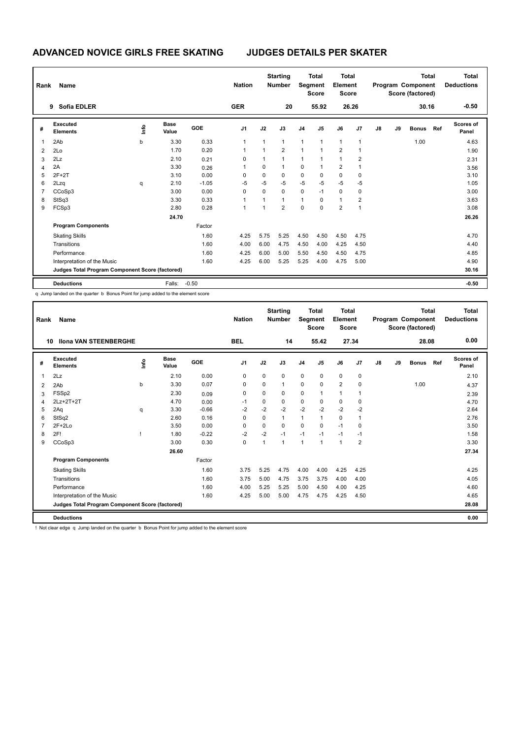# ADVANCED NOVICE GIRLS FREE SKATING JUDGES DETAILS PER SKATER

| Rank | Name | Nation | Starting Number | Total Segment Score | Total Element Score | Total Program Component Score (factored) | Total Deductions |
|---|---|---|---|---|---|---|---|
| 9 | Sofia EDLER | GER | 20 | 55.92 | 26.26 | 30.16 | -0.50 |

| # | Executed Elements | Info | Base Value | GOE | J1 | J2 | J3 | J4 | J5 | J6 | J7 | J8 | J9 | Bonus | Ref | Scores of Panel |
|---|---|---|---|---|---|---|---|---|---|---|---|---|---|---|---|---|
| 1 | 2Ab | b | 3.30 | 0.33 | 1 | 1 | 1 | 1 | 1 | 1 | 1 | | | 1.00 | | 4.63 |
| 2 | 2Lo | | 1.70 | 0.20 | 1 | 1 | 2 | 1 | 1 | 2 | 1 | | | | | 1.90 |
| 3 | 2Lz | | 2.10 | 0.21 | 0 | 1 | 1 | 1 | 1 | 1 | 2 | | | | | 2.31 |
| 4 | 2A | | 3.30 | 0.26 | 1 | 0 | 1 | 0 | 1 | 2 | 1 | | | | | 3.56 |
| 5 | 2F+2T | | 3.10 | 0.00 | 0 | 0 | 0 | 0 | 0 | 0 | 0 | | | | | 3.10 |
| 6 | 2Lzq | q | 2.10 | -1.05 | -5 | -5 | -5 | -5 | -5 | -5 | -5 | | | | | 1.05 |
| 7 | CCoSp3 | | 3.00 | 0.00 | 0 | 0 | 0 | 0 | -1 | 0 | 0 | | | | | 3.00 |
| 8 | StSq3 | | 3.30 | 0.33 | 1 | 1 | 1 | 1 | 0 | 1 | 2 | | | | | 3.63 |
| 9 | FCSp3 | | 2.80 | 0.28 | 1 | 1 | 2 | 0 | 0 | 2 | 1 | | | | | 3.08 |
| | | | 24.70 | | | | | | | | | | | | | 26.26 |
| | **Program Components** | | | Factor | | | | | | | | | | | | |
| | Skating Skills | | | 1.60 | 4.25 | 5.75 | 5.25 | 4.50 | 4.50 | 4.50 | 4.75 | | | | | 4.70 |
| | Transitions | | | 1.60 | 4.00 | 6.00 | 4.75 | 4.50 | 4.00 | 4.25 | 4.50 | | | | | 4.40 |
| | Performance | | | 1.60 | 4.25 | 6.00 | 5.00 | 5.50 | 4.50 | 4.50 | 4.75 | | | | | 4.85 |
| | Interpretation of the Music | | | 1.60 | 4.25 | 6.00 | 5.25 | 5.25 | 4.00 | 4.75 | 5.00 | | | | | 4.90 |
| | **Judges Total Program Component Score (factored)** | | | | | | | | | | | | | | | 30.16 |
| | **Deductions** | | Falls: | -0.50 | | | | | | | | | | | | -0.50 |

q Jump landed on the quarter b Bonus Point for jump added to the element score

| Rank | Name | Nation | Starting Number | Total Segment Score | Total Element Score | Total Program Component Score (factored) | Total Deductions |
|---|---|---|---|---|---|---|---|
| 10 | Ilona VAN STEENBERGHE | BEL | 14 | 55.42 | 27.34 | 28.08 | 0.00 |

| # | Executed Elements | Info | Base Value | GOE | J1 | J2 | J3 | J4 | J5 | J6 | J7 | J8 | J9 | Bonus | Ref | Scores of Panel |
|---|---|---|---|---|---|---|---|---|---|---|---|---|---|---|---|---|
| 1 | 2Lz | | 2.10 | 0.00 | 0 | 0 | 0 | 0 | 0 | 0 | 0 | | | | | 2.10 |
| 2 | 2Ab | b | 3.30 | 0.07 | 0 | 0 | 1 | 0 | 0 | 2 | 0 | | | 1.00 | | 4.37 |
| 3 | FSSp2 | | 2.30 | 0.09 | 0 | 0 | 0 | 0 | 1 | 1 | 1 | | | | | 2.39 |
| 4 | 2Lz+2T+2T | | 4.70 | 0.00 | -1 | 0 | 0 | 0 | 0 | 0 | 0 | | | | | 4.70 |
| 5 | 2Aq | q | 3.30 | -0.66 | -2 | -2 | -2 | -2 | -2 | -2 | -2 | | | | | 2.64 |
| 6 | StSq2 | | 2.60 | 0.16 | 0 | 0 | 1 | 1 | 1 | 0 | 1 | | | | | 2.76 |
| 7 | 2F+2Lo | | 3.50 | 0.00 | 0 | 0 | 0 | 0 | 0 | -1 | 0 | | | | | 3.50 |
| 8 | 2F! | ! | 1.80 | -0.22 | -2 | -2 | -1 | -1 | -1 | -1 | -1 | | | | | 1.58 |
| 9 | CCoSp3 | | 3.00 | 0.30 | 0 | 1 | 1 | 1 | 1 | 1 | 2 | | | | | 3.30 |
| | | | 26.60 | | | | | | | | | | | | | 27.34 |
| | **Program Components** | | | Factor | | | | | | | | | | | | |
| | Skating Skills | | | 1.60 | 3.75 | 5.25 | 4.75 | 4.00 | 4.00 | 4.25 | 4.25 | | | | | 4.25 |
| | Transitions | | | 1.60 | 3.75 | 5.00 | 4.75 | 3.75 | 3.75 | 4.00 | 4.00 | | | | | 4.05 |
| | Performance | | | 1.60 | 4.00 | 5.25 | 5.25 | 5.00 | 4.50 | 4.00 | 4.25 | | | | | 4.60 |
| | Interpretation of the Music | | | 1.60 | 4.25 | 5.00 | 5.00 | 4.75 | 4.75 | 4.25 | 4.50 | | | | | 4.65 |
| | **Judges Total Program Component Score (factored)** | | | | | | | | | | | | | | | 28.08 |
| | **Deductions** | | | | | | | | | | | | | | | 0.00 |

! Not clear edge q Jump landed on the quarter b Bonus Point for jump added to the element score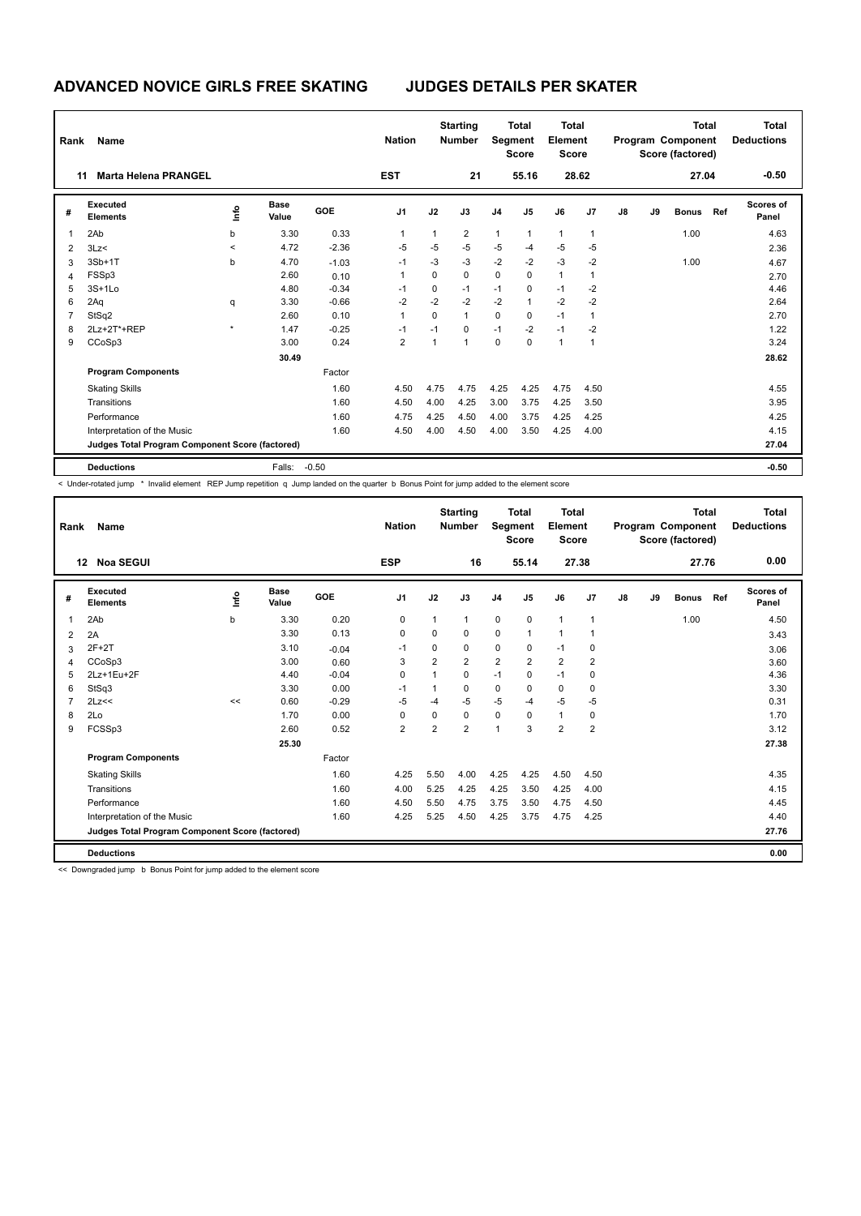# ADVANCED NOVICE GIRLS FREE SKATING — JUDGES DETAILS PER SKATER

| Rank | Name | Nation | Starting Number | Total Segment Score | Total Element Score | Total Program Component Score (factored) | Total Deductions |
|---|---|---|---|---|---|---|---|
| 11 | Marta Helena PRANGEL | EST | 21 | 55.16 | 28.62 | 27.04 | -0.50 |

| # | Executed Elements | Info | Base Value | GOE | J1 | J2 | J3 | J4 | J5 | J6 | J7 | J8 | J9 | Bonus | Ref | Scores of Panel |
|---|---|---|---|---|---|---|---|---|---|---|---|---|---|---|---|---|
| 1 | 2Ab | b | 3.30 | 0.33 | 1 | 1 | 2 | 1 | 1 | 1 | 1 | | | 1.00 | | 4.63 |
| 2 | 3Lz< | < | 4.72 | -2.36 | -5 | -5 | -5 | -5 | -4 | -5 | -5 | | | | | 2.36 |
| 3 | 3Sb+1T | b | 4.70 | -1.03 | -1 | -3 | -3 | -2 | -2 | -3 | -2 | | | 1.00 | | 4.67 |
| 4 | FSSp3 | | 2.60 | 0.10 | 1 | 0 | 0 | 0 | 0 | 1 | 1 | | | | | 2.70 |
| 5 | 3S+1Lo | | 4.80 | -0.34 | -1 | 0 | -1 | -1 | 0 | -1 | -2 | | | | | 4.46 |
| 6 | 2Aq | q | 3.30 | -0.66 | -2 | -2 | -2 | -2 | 1 | -2 | -2 | | | | | 2.64 |
| 7 | StSq2 | | 2.60 | 0.10 | 1 | 0 | 1 | 0 | 0 | -1 | 1 | | | | | 2.70 |
| 8 | 2Lz+2T*+REP | * | 1.47 | -0.25 | -1 | -1 | 0 | -1 | -2 | -1 | -2 | | | | | 1.22 |
| 9 | CCoSp3 | | 3.00 | 0.24 | 2 | 1 | 1 | 0 | 0 | 1 | 1 | | | | | 3.24 |
| | | | 30.49 | | | | | | | | | | | | | 28.62 |
| | **Program Components** | | | Factor | | | | | | | | | | | | |
| | Skating Skills | | | 1.60 | 4.50 | 4.75 | 4.75 | 4.25 | 4.25 | 4.75 | 4.50 | | | | | 4.55 |
| | Transitions | | | 1.60 | 4.50 | 4.00 | 4.25 | 3.00 | 3.75 | 4.25 | 3.50 | | | | | 3.95 |
| | Performance | | | 1.60 | 4.75 | 4.25 | 4.50 | 4.00 | 3.75 | 4.25 | 4.25 | | | | | 4.25 |
| | Interpretation of the Music | | | 1.60 | 4.50 | 4.00 | 4.50 | 4.00 | 3.50 | 4.25 | 4.00 | | | | | 4.15 |
| | **Judges Total Program Component Score (factored)** | | | | | | | | | | | | | | | 27.04 |
| | **Deductions** | | Falls: | -0.50 | | | | | | | | | | | | -0.50 |

< Under-rotated jump * Invalid element REP Jump repetition q Jump landed on the quarter b Bonus Point for jump added to the element score

| Rank | Name | Nation | Starting Number | Total Segment Score | Total Element Score | Total Program Component Score (factored) | Total Deductions |
|---|---|---|---|---|---|---|---|
| 12 | Noa SEGUI | ESP | 16 | 55.14 | 27.38 | 27.76 | 0.00 |

| # | Executed Elements | Info | Base Value | GOE | J1 | J2 | J3 | J4 | J5 | J6 | J7 | J8 | J9 | Bonus | Ref | Scores of Panel |
|---|---|---|---|---|---|---|---|---|---|---|---|---|---|---|---|---|
| 1 | 2Ab | b | 3.30 | 0.20 | 0 | 1 | 1 | 0 | 0 | 1 | 1 | | | 1.00 | | 4.50 |
| 2 | 2A | | 3.30 | 0.13 | 0 | 0 | 0 | 0 | 1 | 1 | 1 | | | | | 3.43 |
| 3 | 2F+2T | | 3.10 | -0.04 | -1 | 0 | 0 | 0 | 0 | -1 | 0 | | | | | 3.06 |
| 4 | CCoSp3 | | 3.00 | 0.60 | 3 | 2 | 2 | 2 | 2 | 2 | 2 | | | | | 3.60 |
| 5 | 2Lz+1Eu+2F | | 4.40 | -0.04 | 0 | 1 | 0 | -1 | 0 | -1 | 0 | | | | | 4.36 |
| 6 | StSq3 | | 3.30 | 0.00 | -1 | 1 | 0 | 0 | 0 | 0 | 0 | | | | | 3.30 |
| 7 | 2Lz<< | << | 0.60 | -0.29 | -5 | -4 | -5 | -5 | -4 | -5 | -5 | | | | | 0.31 |
| 8 | 2Lo | | 1.70 | 0.00 | 0 | 0 | 0 | 0 | 0 | 1 | 0 | | | | | 1.70 |
| 9 | FCSSp3 | | 2.60 | 0.52 | 2 | 2 | 2 | 1 | 3 | 2 | 2 | | | | | 3.12 |
| | | | 25.30 | | | | | | | | | | | | | 27.38 |
| | **Program Components** | | | Factor | | | | | | | | | | | | |
| | Skating Skills | | | 1.60 | 4.25 | 5.50 | 4.00 | 4.25 | 4.25 | 4.50 | 4.50 | | | | | 4.35 |
| | Transitions | | | 1.60 | 4.00 | 5.25 | 4.25 | 4.25 | 3.50 | 4.25 | 4.00 | | | | | 4.15 |
| | Performance | | | 1.60 | 4.50 | 5.50 | 4.75 | 3.75 | 3.50 | 4.75 | 4.50 | | | | | 4.45 |
| | Interpretation of the Music | | | 1.60 | 4.25 | 5.25 | 4.50 | 4.25 | 3.75 | 4.75 | 4.25 | | | | | 4.40 |
| | **Judges Total Program Component Score (factored)** | | | | | | | | | | | | | | | 27.76 |
| | **Deductions** | | | | | | | | | | | | | | | 0.00 |

<< Downgraded jump b Bonus Point for jump added to the element score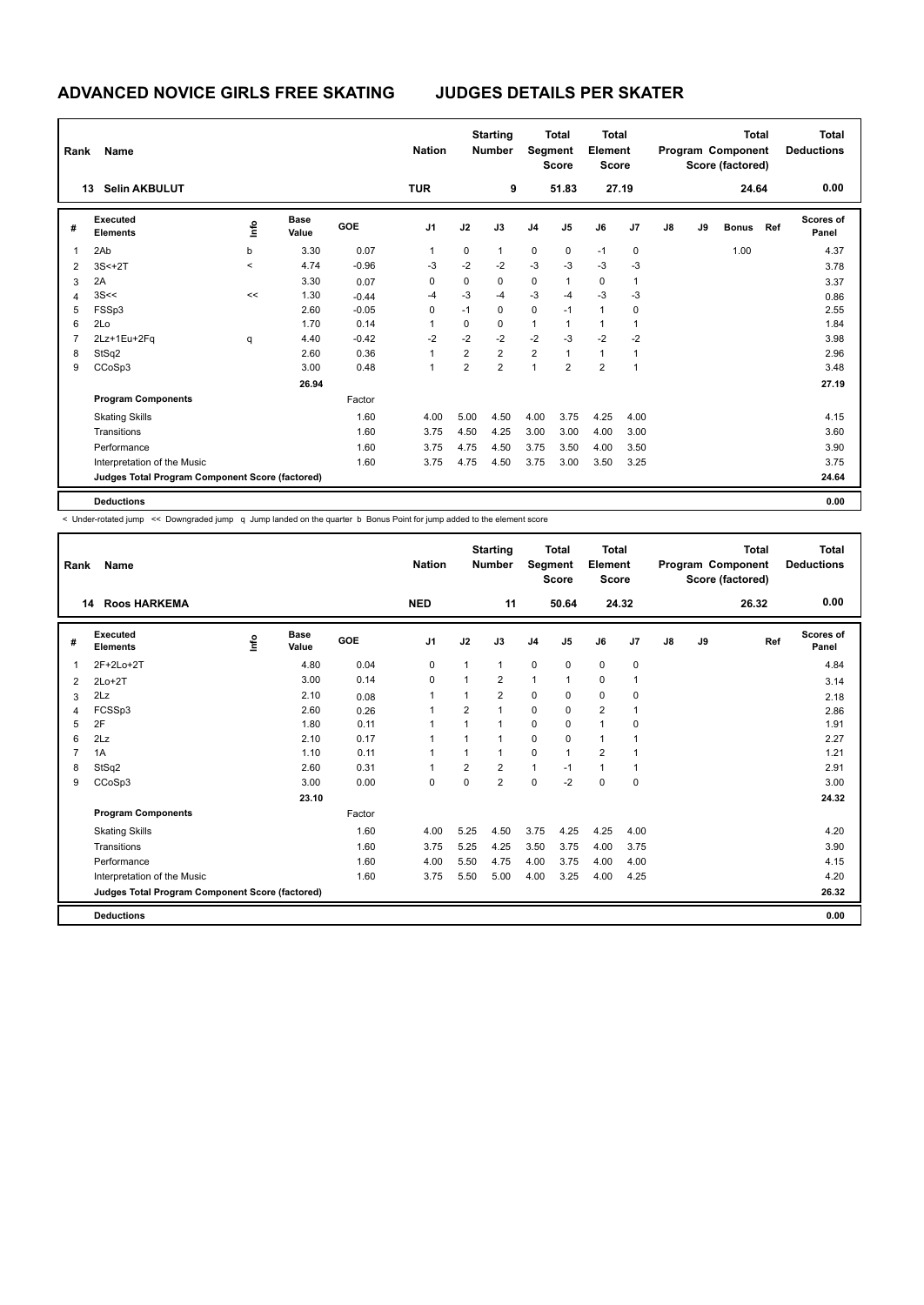# ADVANCED NOVICE GIRLS FREE SKATING JUDGES DETAILS PER SKATER

| Rank | Name | Nation | Starting Number | Total Segment Score | Total Element Score | Total Program Component Score (factored) | Total Deductions |
|---|---|---|---|---|---|---|---|
| 13 | Selin AKBULUT | TUR | 9 | 51.83 | 27.19 | 24.64 | 0.00 |

| # | Executed Elements | Info | Base Value | GOE | J1 | J2 | J3 | J4 | J5 | J6 | J7 | J8 | J9 | Bonus | Ref | Scores of Panel |
|---|---|---|---|---|---|---|---|---|---|---|---|---|---|---|---|---|
| 1 | 2Ab | b | 3.30 | 0.07 | 1 | 0 | 1 | 0 | 0 | -1 | 0 | | | 1.00 | | 4.37 |
| 2 | 3S<+2T | < | 4.74 | -0.96 | -3 | -2 | -2 | -3 | -3 | -3 | -3 | | | | | 3.78 |
| 3 | 2A | | 3.30 | 0.07 | 0 | 0 | 0 | 0 | 1 | 0 | 1 | | | | | 3.37 |
| 4 | 3S<< | << | 1.30 | -0.44 | -4 | -3 | -4 | -3 | -4 | -3 | -3 | | | | | 0.86 |
| 5 | FSSp3 | | 2.60 | -0.05 | 0 | -1 | 0 | 0 | -1 | 1 | 0 | | | | | 2.55 |
| 6 | 2Lo | | 1.70 | 0.14 | 1 | 0 | 0 | 1 | 1 | 1 | 1 | | | | | 1.84 |
| 7 | 2Lz+1Eu+2Fq | q | 4.40 | -0.42 | -2 | -2 | -2 | -2 | -3 | -2 | -2 | | | | | 3.98 |
| 8 | StSq2 | | 2.60 | 0.36 | 1 | 2 | 2 | 2 | 1 | 1 | 1 | | | | | 2.96 |
| 9 | CCoSp3 | | 3.00 | 0.48 | 1 | 2 | 2 | 1 | 2 | 2 | 1 | | | | | 3.48 |
| | | | 26.94 | | | | | | | | | | | | | 27.19 |
| | **Program Components** | | | Factor | | | | | | | | | | | | |
| | Skating Skills | | | 1.60 | 4.00 | 5.00 | 4.50 | 4.00 | 3.75 | 4.25 | 4.00 | | | | | 4.15 |
| | Transitions | | | 1.60 | 3.75 | 4.50 | 4.25 | 3.00 | 3.00 | 4.00 | 3.00 | | | | | 3.60 |
| | Performance | | | 1.60 | 3.75 | 4.75 | 4.50 | 3.75 | 3.50 | 4.00 | 3.50 | | | | | 3.90 |
| | Interpretation of the Music | | | 1.60 | 3.75 | 4.75 | 4.50 | 3.75 | 3.00 | 3.50 | 3.25 | | | | | 3.75 |
| | **Judges Total Program Component Score (factored)** | | | | | | | | | | | | | | | 24.64 |
| | **Deductions** | | | | | | | | | | | | | | | 0.00 |

< Under-rotated jump << Downgraded jump q Jump landed on the quarter b Bonus Point for jump added to the element score

| Rank | Name | Nation | Starting Number | Total Segment Score | Total Element Score | Total Program Component Score (factored) | Total Deductions |
|---|---|---|---|---|---|---|---|
| 14 | Roos HARKEMA | NED | 11 | 50.64 | 24.32 | 26.32 | 0.00 |

| # | Executed Elements | Info | Base Value | GOE | J1 | J2 | J3 | J4 | J5 | J6 | J7 | J8 | J9 | Ref | Scores of Panel |
|---|---|---|---|---|---|---|---|---|---|---|---|---|---|---|---|
| 1 | 2F+2Lo+2T | | 4.80 | 0.04 | 0 | 1 | 1 | 0 | 0 | 0 | 0 | | | | 4.84 |
| 2 | 2Lo+2T | | 3.00 | 0.14 | 0 | 1 | 2 | 1 | 1 | 0 | 1 | | | | 3.14 |
| 3 | 2Lz | | 2.10 | 0.08 | 1 | 1 | 2 | 0 | 0 | 0 | 0 | | | | 2.18 |
| 4 | FCSSp3 | | 2.60 | 0.26 | 1 | 2 | 1 | 0 | 0 | 2 | 1 | | | | 2.86 |
| 5 | 2F | | 1.80 | 0.11 | 1 | 1 | 1 | 0 | 0 | 1 | 0 | | | | 1.91 |
| 6 | 2Lz | | 2.10 | 0.17 | 1 | 1 | 1 | 0 | 0 | 1 | 1 | | | | 2.27 |
| 7 | 1A | | 1.10 | 0.11 | 1 | 1 | 1 | 0 | 1 | 2 | 1 | | | | 1.21 |
| 8 | StSq2 | | 2.60 | 0.31 | 1 | 2 | 2 | 1 | -1 | 1 | 1 | | | | 2.91 |
| 9 | CCoSp3 | | 3.00 | 0.00 | 0 | 0 | 2 | 0 | -2 | 0 | 0 | | | | 3.00 |
| | | | 23.10 | | | | | | | | | | | | 24.32 |
| | **Program Components** | | | Factor | | | | | | | | | | | |
| | Skating Skills | | | 1.60 | 4.00 | 5.25 | 4.50 | 3.75 | 4.25 | 4.25 | 4.00 | | | | 4.20 |
| | Transitions | | | 1.60 | 3.75 | 5.25 | 4.25 | 3.50 | 3.75 | 4.00 | 3.75 | | | | 3.90 |
| | Performance | | | 1.60 | 4.00 | 5.50 | 4.75 | 4.00 | 3.75 | 4.00 | 4.00 | | | | 4.15 |
| | Interpretation of the Music | | | 1.60 | 3.75 | 5.50 | 5.00 | 4.00 | 3.25 | 4.00 | 4.25 | | | | 4.20 |
| | **Judges Total Program Component Score (factored)** | | | | | | | | | | | | | | 26.32 |
| | **Deductions** | | | | | | | | | | | | | | 0.00 |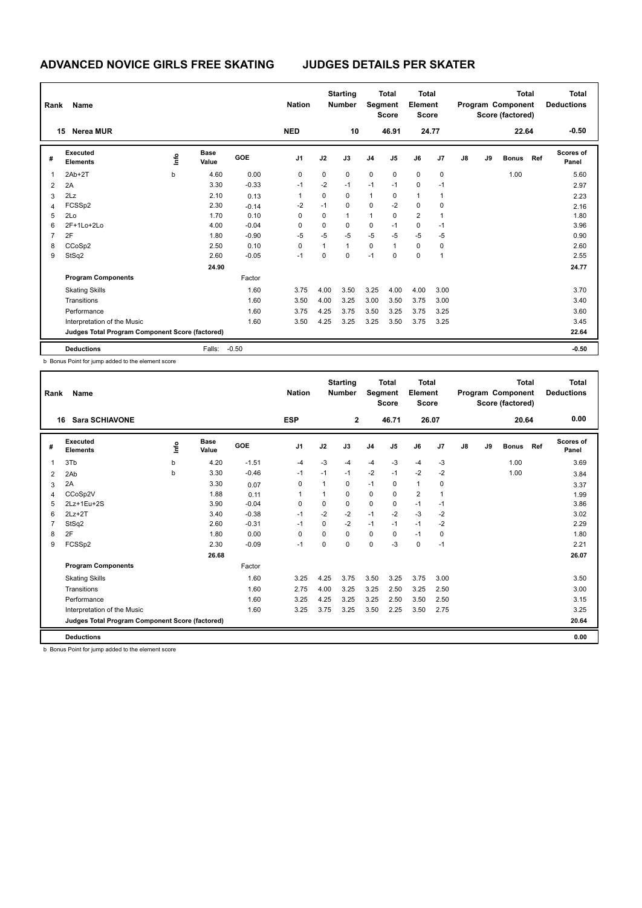# ADVANCED NOVICE GIRLS FREE SKATING JUDGES DETAILS PER SKATER

| Rank | Name | Nation | Starting Number | Total Segment Score | Total Element Score | Total Program Component Score (factored) | Total Deductions |
|---|---|---|---|---|---|---|---|
| 15 | Nerea MUR | NED | 10 | 46.91 | 24.77 | 22.64 | -0.50 |

| # | Executed Elements | Info | Base Value | GOE | J1 | J2 | J3 | J4 | J5 | J6 | J7 | J8 | J9 | Bonus | Ref | Scores of Panel |
|---|---|---|---|---|---|---|---|---|---|---|---|---|---|---|---|---|
| 1 | 2Ab+2T | b | 4.60 | 0.00 | 0 | 0 | 0 | 0 | 0 | 0 | 0 | | | 1.00 | | 5.60 |
| 2 | 2A | | 3.30 | -0.33 | -1 | -2 | -1 | -1 | -1 | 0 | -1 | | | | | 2.97 |
| 3 | 2Lz | | 2.10 | 0.13 | 1 | 0 | 0 | 1 | 0 | 1 | 1 | | | | | 2.23 |
| 4 | FCSSp2 | | 2.30 | -0.14 | -2 | -1 | 0 | 0 | -2 | 0 | 0 | | | | | 2.16 |
| 5 | 2Lo | | 1.70 | 0.10 | 0 | 0 | 1 | 1 | 0 | 2 | 1 | | | | | 1.80 |
| 6 | 2F+1Lo+2Lo | | 4.00 | -0.04 | 0 | 0 | 0 | 0 | -1 | 0 | -1 | | | | | 3.96 |
| 7 | 2F | | 1.80 | -0.90 | -5 | -5 | -5 | -5 | -5 | -5 | -5 | | | | | 0.90 |
| 8 | CCoSp2 | | 2.50 | 0.10 | 0 | 1 | 1 | 0 | 1 | 0 | 0 | | | | | 2.60 |
| 9 | StSq2 | | 2.60 | -0.05 | -1 | 0 | 0 | -1 | 0 | 0 | 1 | | | | | 2.55 |
| | | | 24.90 | | | | | | | | | | | | | 24.77 |
| | **Program Components** | | | Factor | | | | | | | | | | | | |
| | Skating Skills | | | 1.60 | 3.75 | 4.00 | 3.50 | 3.25 | 4.00 | 4.00 | 3.00 | | | | | 3.70 |
| | Transitions | | | 1.60 | 3.50 | 4.00 | 3.25 | 3.00 | 3.50 | 3.75 | 3.00 | | | | | 3.40 |
| | Performance | | | 1.60 | 3.75 | 4.25 | 3.75 | 3.50 | 3.25 | 3.75 | 3.25 | | | | | 3.60 |
| | Interpretation of the Music | | | 1.60 | 3.50 | 4.25 | 3.25 | 3.25 | 3.50 | 3.75 | 3.25 | | | | | 3.45 |
| | **Judges Total Program Component Score (factored)** | | | | | | | | | | | | | | | 22.64 |
| | **Deductions** | | Falls: | -0.50 | | | | | | | | | | | | -0.50 |

b Bonus Point for jump added to the element score

| Rank | Name | Nation | Starting Number | Total Segment Score | Total Element Score | Total Program Component Score (factored) | Total Deductions |
|---|---|---|---|---|---|---|---|
| 16 | Sara SCHIAVONE | ESP | 2 | 46.71 | 26.07 | 20.64 | 0.00 |

| # | Executed Elements | Info | Base Value | GOE | J1 | J2 | J3 | J4 | J5 | J6 | J7 | J8 | J9 | Bonus | Ref | Scores of Panel |
|---|---|---|---|---|---|---|---|---|---|---|---|---|---|---|---|---|
| 1 | 3Tb | b | 4.20 | -1.51 | -4 | -3 | -4 | -4 | -3 | -4 | -3 | | | 1.00 | | 3.69 |
| 2 | 2Ab | b | 3.30 | -0.46 | -1 | -1 | -1 | -2 | -1 | -2 | -2 | | | 1.00 | | 3.84 |
| 3 | 2A | | 3.30 | 0.07 | 0 | 1 | 0 | -1 | 0 | 1 | 0 | | | | | 3.37 |
| 4 | CCoSp2V | | 1.88 | 0.11 | 1 | 1 | 0 | 0 | 0 | 2 | 1 | | | | | 1.99 |
| 5 | 2Lz+1Eu+2S | | 3.90 | -0.04 | 0 | 0 | 0 | 0 | 0 | -1 | -1 | | | | | 3.86 |
| 6 | 2Lz+2T | | 3.40 | -0.38 | -1 | -2 | -2 | -1 | -2 | -3 | -2 | | | | | 3.02 |
| 7 | StSq2 | | 2.60 | -0.31 | -1 | 0 | -2 | -1 | -1 | -1 | -2 | | | | | 2.29 |
| 8 | 2F | | 1.80 | 0.00 | 0 | 0 | 0 | 0 | 0 | -1 | 0 | | | | | 1.80 |
| 9 | FCSSp2 | | 2.30 | -0.09 | -1 | 0 | 0 | 0 | -3 | 0 | -1 | | | | | 2.21 |
| | | | 26.68 | | | | | | | | | | | | | 26.07 |
| | **Program Components** | | | Factor | | | | | | | | | | | | |
| | Skating Skills | | | 1.60 | 3.25 | 4.25 | 3.75 | 3.50 | 3.25 | 3.75 | 3.00 | | | | | 3.50 |
| | Transitions | | | 1.60 | 2.75 | 4.00 | 3.25 | 3.25 | 2.50 | 3.25 | 2.50 | | | | | 3.00 |
| | Performance | | | 1.60 | 3.25 | 4.25 | 3.25 | 3.25 | 2.50 | 3.50 | 2.50 | | | | | 3.15 |
| | Interpretation of the Music | | | 1.60 | 3.25 | 3.75 | 3.25 | 3.50 | 2.25 | 3.50 | 2.75 | | | | | 3.25 |
| | **Judges Total Program Component Score (factored)** | | | | | | | | | | | | | | | 20.64 |
| | **Deductions** | | | | | | | | | | | | | | | 0.00 |

b Bonus Point for jump added to the element score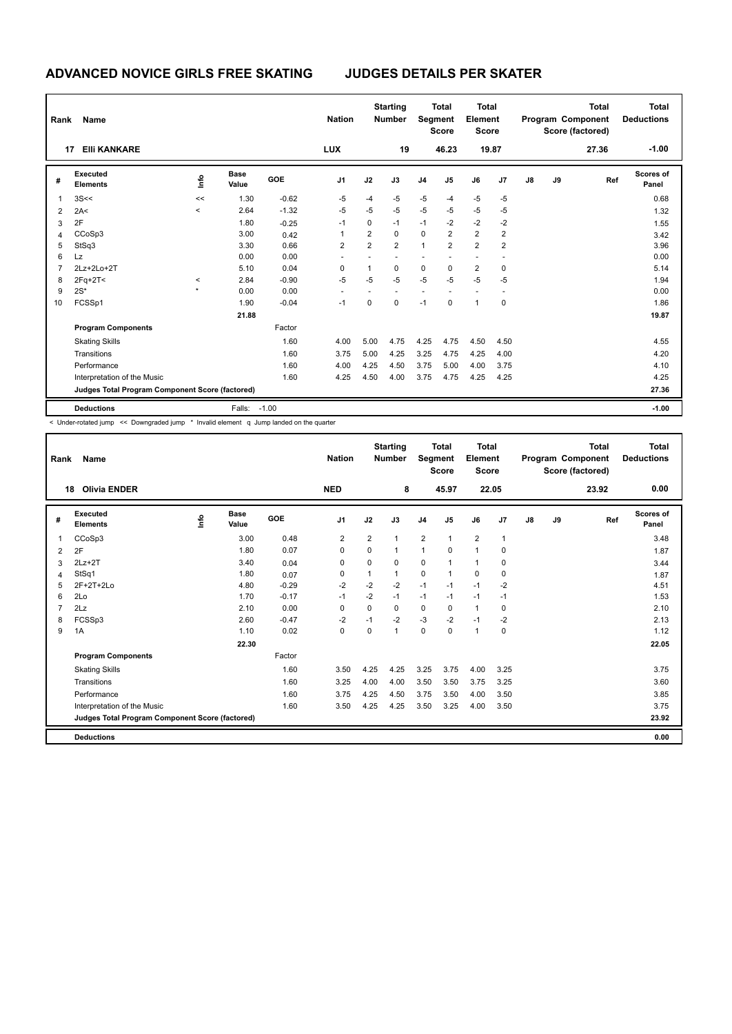# ADVANCED NOVICE GIRLS FREE SKATING — JUDGES DETAILS PER SKATER

| Rank | Name | Nation | Starting Number | Total Segment Score | Total Element Score | Total Program Component Score (factored) | Total Deductions |
|---|---|---|---|---|---|---|---|
| 17 | Elli KANKARE | LUX | 19 | 46.23 | 19.87 | 27.36 | -1.00 |

| # | Executed Elements | Info | Base Value | GOE | J1 | J2 | J3 | J4 | J5 | J6 | J7 | J8 | J9 | Ref | Scores of Panel |
|---|---|---|---|---|---|---|---|---|---|---|---|---|---|---|---|
| 1 | 3S<< | << | 1.30 | -0.62 | -5 | -4 | -5 | -5 | -4 | -5 | -5 | | | | 0.68 |
| 2 | 2A< | < | 2.64 | -1.32 | -5 | -5 | -5 | -5 | -5 | -5 | -5 | | | | 1.32 |
| 3 | 2F | | 1.80 | -0.25 | -1 | 0 | -1 | -1 | -2 | -2 | -2 | | | | 1.55 |
| 4 | CCoSp3 | | 3.00 | 0.42 | 1 | 2 | 0 | 0 | 2 | 2 | 2 | | | | 3.42 |
| 5 | StSq3 | | 3.30 | 0.66 | 2 | 2 | 2 | 1 | 2 | 2 | 2 | | | | 3.96 |
| 6 | Lz | | 0.00 | 0.00 | - | - | - | - | - | - | - | | | | 0.00 |
| 7 | 2Lz+2Lo+2T | | 5.10 | 0.04 | 0 | 1 | 0 | 0 | 0 | 2 | 0 | | | | 5.14 |
| 8 | 2Fq+2T< | < | 2.84 | -0.90 | -5 | -5 | -5 | -5 | -5 | -5 | -5 | | | | 1.94 |
| 9 | 2S* | * | 0.00 | 0.00 | - | - | - | - | - | - | - | | | | 0.00 |
| 10 | FCSSp1 | | 1.90 | -0.04 | -1 | 0 | 0 | -1 | 0 | 1 | 0 | | | | 1.86 |
| | | | 21.88 | | | | | | | | | | | | 19.87 |
| | **Program Components** | | | Factor | | | | | | | | | | | |
| | Skating Skills | | | 1.60 | 4.00 | 5.00 | 4.75 | 4.25 | 4.75 | 4.50 | 4.50 | | | | 4.55 |
| | Transitions | | | 1.60 | 3.75 | 5.00 | 4.25 | 3.25 | 4.75 | 4.25 | 4.00 | | | | 4.20 |
| | Performance | | | 1.60 | 4.00 | 4.25 | 4.50 | 3.75 | 5.00 | 4.00 | 3.75 | | | | 4.10 |
| | Interpretation of the Music | | | 1.60 | 4.25 | 4.50 | 4.00 | 3.75 | 4.75 | 4.25 | 4.25 | | | | 4.25 |
| | **Judges Total Program Component Score (factored)** | | | | | | | | | | | | | | 27.36 |
| | **Deductions** | | Falls: | -1.00 | | | | | | | | | | | -1.00 |

< Under-rotated jump << Downgraded jump * Invalid element q Jump landed on the quarter

| Rank | Name | Nation | Starting Number | Total Segment Score | Total Element Score | Total Program Component Score (factored) | Total Deductions |
|---|---|---|---|---|---|---|---|
| 18 | Olivia ENDER | NED | 8 | 45.97 | 22.05 | 23.92 | 0.00 |

| # | Executed Elements | Info | Base Value | GOE | J1 | J2 | J3 | J4 | J5 | J6 | J7 | J8 | J9 | Ref | Scores of Panel |
|---|---|---|---|---|---|---|---|---|---|---|---|---|---|---|---|
| 1 | CCoSp3 | | 3.00 | 0.48 | 2 | 2 | 1 | 2 | 1 | 2 | 1 | | | | 3.48 |
| 2 | 2F | | 1.80 | 0.07 | 0 | 0 | 1 | 1 | 0 | 1 | 0 | | | | 1.87 |
| 3 | 2Lz+2T | | 3.40 | 0.04 | 0 | 0 | 0 | 0 | 1 | 1 | 0 | | | | 3.44 |
| 4 | StSq1 | | 1.80 | 0.07 | 0 | 1 | 1 | 0 | 1 | 0 | 0 | | | | 1.87 |
| 5 | 2F+2T+2Lo | | 4.80 | -0.29 | -2 | -2 | -2 | -1 | -1 | -1 | -2 | | | | 4.51 |
| 6 | 2Lo | | 1.70 | -0.17 | -1 | -2 | -1 | -1 | -1 | -1 | -1 | | | | 1.53 |
| 7 | 2Lz | | 2.10 | 0.00 | 0 | 0 | 0 | 0 | 0 | 1 | 0 | | | | 2.10 |
| 8 | FCSSp3 | | 2.60 | -0.47 | -2 | -1 | -2 | -3 | -2 | -1 | -2 | | | | 2.13 |
| 9 | 1A | | 1.10 | 0.02 | 0 | 0 | 1 | 0 | 0 | 1 | 0 | | | | 1.12 |
| | | | 22.30 | | | | | | | | | | | | 22.05 |
| | **Program Components** | | | Factor | | | | | | | | | | | |
| | Skating Skills | | | 1.60 | 3.50 | 4.25 | 4.25 | 3.25 | 3.75 | 4.00 | 3.25 | | | | 3.75 |
| | Transitions | | | 1.60 | 3.25 | 4.00 | 4.00 | 3.50 | 3.50 | 3.75 | 3.25 | | | | 3.60 |
| | Performance | | | 1.60 | 3.75 | 4.25 | 4.50 | 3.75 | 3.50 | 4.00 | 3.50 | | | | 3.85 |
| | Interpretation of the Music | | | 1.60 | 3.50 | 4.25 | 4.25 | 3.50 | 3.25 | 4.00 | 3.50 | | | | 3.75 |
| | **Judges Total Program Component Score (factored)** | | | | | | | | | | | | | | 23.92 |
| | **Deductions** | | | | | | | | | | | | | | 0.00 |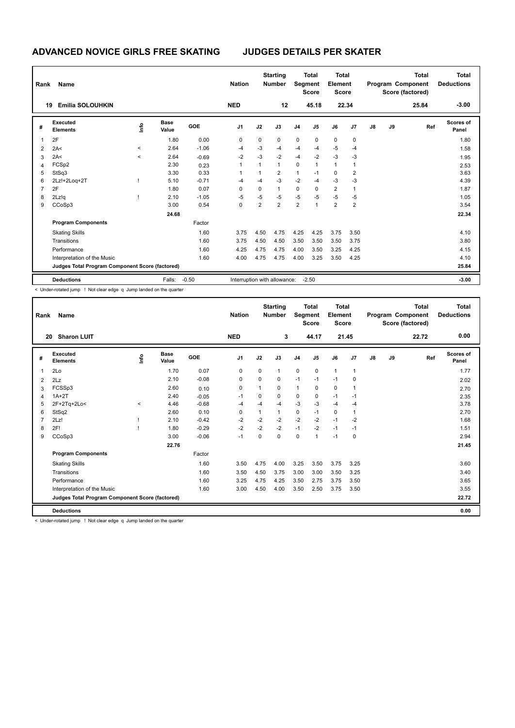# ADVANCED NOVICE GIRLS FREE SKATING — JUDGES DETAILS PER SKATER

| Rank | Name | Nation | Starting Number | Total Segment Score | Total Element Score | Total Program Component Score (factored) | Total Deductions |
|---|---|---|---|---|---|---|---|
| 19 | Emilia SOLOUHKIN | NED | 12 | 45.18 | 22.34 | 25.84 | -3.00 |

| # | Executed Elements | Info | Base Value | GOE | J1 | J2 | J3 | J4 | J5 | J6 | J7 | J8 | J9 | Ref | Scores of Panel |
|---|---|---|---|---|---|---|---|---|---|---|---|---|---|---|---|
| 1 | 2F | | 1.80 | 0.00 | 0 | 0 | 0 | 0 | 0 | 0 | 0 | | | | 1.80 |
| 2 | 2A< | < | 2.64 | -1.06 | -4 | -3 | -4 | -4 | -4 | -5 | -4 | | | | 1.58 |
| 3 | 2A< | < | 2.64 | -0.69 | -2 | -3 | -2 | -4 | -2 | -3 | -3 | | | | 1.95 |
| 4 | FCSp2 | | 2.30 | 0.23 | 1 | 1 | 1 | 0 | 1 | 1 | 1 | | | | 2.53 |
| 5 | StSq3 | | 3.30 | 0.33 | 1 | 1 | 2 | 1 | -1 | 0 | 2 | | | | 3.63 |
| 6 | 2Lz!+2Loq+2T | ! | 5.10 | -0.71 | -4 | -4 | -3 | -2 | -4 | -3 | -3 | | | | 4.39 |
| 7 | 2F | | 1.80 | 0.07 | 0 | 0 | 1 | 0 | 0 | 2 | 1 | | | | 1.87 |
| 8 | 2Lz!q | ! | 2.10 | -1.05 | -5 | -5 | -5 | -5 | -5 | -5 | -5 | | | | 1.05 |
| 9 | CCoSp3 | | 3.00 | 0.54 | 0 | 2 | 2 | 2 | 1 | 2 | 2 | | | | 3.54 |
| | | | 24.68 | | | | | | | | | | | | 22.34 |
| | **Program Components** | | | Factor | | | | | | | | | | | |
| | Skating Skills | | | 1.60 | 3.75 | 4.50 | 4.75 | 4.25 | 4.25 | 3.75 | 3.50 | | | | 4.10 |
| | Transitions | | | 1.60 | 3.75 | 4.50 | 4.50 | 3.50 | 3.50 | 3.50 | 3.75 | | | | 3.80 |
| | Performance | | | 1.60 | 4.25 | 4.75 | 4.75 | 4.00 | 3.50 | 3.25 | 4.25 | | | | 4.15 |
| | Interpretation of the Music | | | 1.60 | 4.00 | 4.75 | 4.75 | 4.00 | 3.25 | 3.50 | 4.25 | | | | 4.10 |
| | **Judges Total Program Component Score (factored)** | | | | | | | | | | | | | | 25.84 |
| | **Deductions** | | Falls: | -0.50 | Interruption with allowance: | | | | -2.50 | | | | | | -3.00 |

< Under-rotated jump ! Not clear edge q Jump landed on the quarter

| Rank | Name | Nation | Starting Number | Total Segment Score | Total Element Score | Total Program Component Score (factored) | Total Deductions |
|---|---|---|---|---|---|---|---|
| 20 | Sharon LUIT | NED | 3 | 44.17 | 21.45 | 22.72 | 0.00 |

| # | Executed Elements | Info | Base Value | GOE | J1 | J2 | J3 | J4 | J5 | J6 | J7 | J8 | J9 | Ref | Scores of Panel |
|---|---|---|---|---|---|---|---|---|---|---|---|---|---|---|---|
| 1 | 2Lo | | 1.70 | 0.07 | 0 | 0 | 1 | 0 | 0 | 1 | 1 | | | | 1.77 |
| 2 | 2Lz | | 2.10 | -0.08 | 0 | 0 | 0 | -1 | -1 | -1 | 0 | | | | 2.02 |
| 3 | FCSSp3 | | 2.60 | 0.10 | 0 | 1 | 0 | 1 | 0 | 0 | 1 | | | | 2.70 |
| 4 | 1A+2T | | 2.40 | -0.05 | -1 | 0 | 0 | 0 | 0 | -1 | -1 | | | | 2.35 |
| 5 | 2F+2Tq+2Lo< | < | 4.46 | -0.68 | -4 | -4 | -4 | -3 | -3 | -4 | -4 | | | | 3.78 |
| 6 | StSq2 | | 2.60 | 0.10 | 0 | 1 | 1 | 0 | -1 | 0 | 1 | | | | 2.70 |
| 7 | 2Lz! | ! | 2.10 | -0.42 | -2 | -2 | -2 | -2 | -2 | -1 | -2 | | | | 1.68 |
| 8 | 2F! | ! | 1.80 | -0.29 | -2 | -2 | -2 | -1 | -2 | -1 | -1 | | | | 1.51 |
| 9 | CCoSp3 | | 3.00 | -0.06 | -1 | 0 | 0 | 0 | 1 | -1 | 0 | | | | 2.94 |
| | | | 22.76 | | | | | | | | | | | | 21.45 |
| | **Program Components** | | | Factor | | | | | | | | | | | |
| | Skating Skills | | | 1.60 | 3.50 | 4.75 | 4.00 | 3.25 | 3.50 | 3.75 | 3.25 | | | | 3.60 |
| | Transitions | | | 1.60 | 3.50 | 4.50 | 3.75 | 3.00 | 3.00 | 3.50 | 3.25 | | | | 3.40 |
| | Performance | | | 1.60 | 3.25 | 4.75 | 4.25 | 3.50 | 2.75 | 3.75 | 3.50 | | | | 3.65 |
| | Interpretation of the Music | | | 1.60 | 3.00 | 4.50 | 4.00 | 3.50 | 2.50 | 3.75 | 3.50 | | | | 3.55 |
| | **Judges Total Program Component Score (factored)** | | | | | | | | | | | | | | 22.72 |
| | **Deductions** | | | | | | | | | | | | | | 0.00 |

< Under-rotated jump ! Not clear edge q Jump landed on the quarter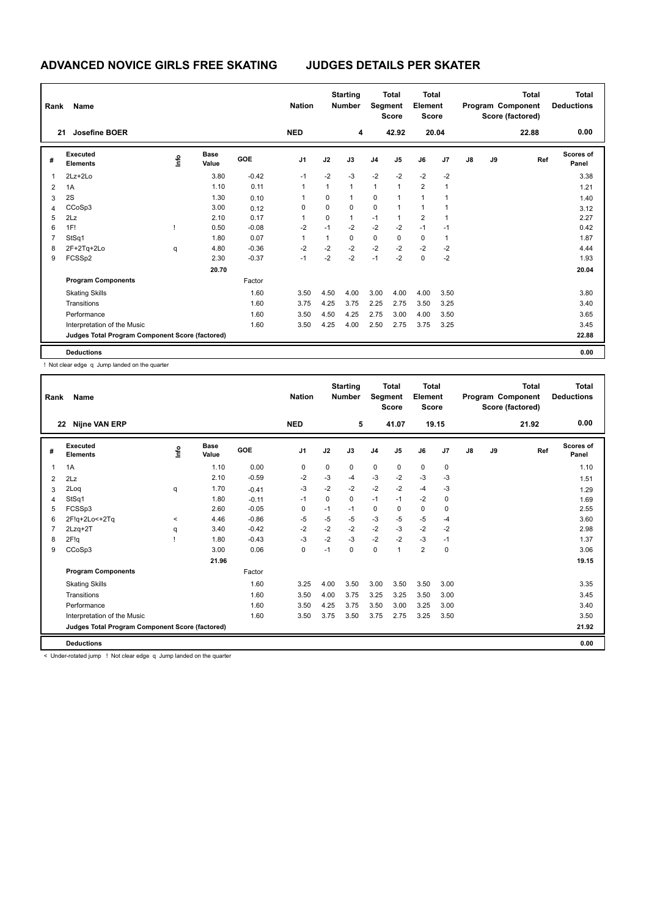# ADVANCED NOVICE GIRLS FREE SKATING JUDGES DETAILS PER SKATER

| Rank | Name | Nation | Starting Number | Total Segment Score | Total Element Score | Total Program Component Score (factored) | Total Deductions |
|---|---|---|---|---|---|---|---|
| 21 | Josefine BOER | NED | 4 | 42.92 | 20.04 | 22.88 | 0.00 |

| # | Executed Elements | Info | Base Value | GOE | J1 | J2 | J3 | J4 | J5 | J6 | J7 | J8 | J9 | Ref | Scores of Panel |
|---|---|---|---|---|---|---|---|---|---|---|---|---|---|---|---|
| 1 | 2Lz+2Lo | | 3.80 | -0.42 | -1 | -2 | -3 | -2 | -2 | -2 | -2 | | | | 3.38 |
| 2 | 1A | | 1.10 | 0.11 | 1 | 1 | 1 | 1 | 1 | 2 | 1 | | | | 1.21 |
| 3 | 2S | | 1.30 | 0.10 | 1 | 0 | 1 | 0 | 1 | 1 | 1 | | | | 1.40 |
| 4 | CCoSp3 | | 3.00 | 0.12 | 0 | 0 | 0 | 0 | 1 | 1 | 1 | | | | 3.12 |
| 5 | 2Lz | | 2.10 | 0.17 | 1 | 0 | 1 | -1 | 1 | 2 | 1 | | | | 2.27 |
| 6 | 1F! | ! | 0.50 | -0.08 | -2 | -1 | -2 | -2 | -2 | -1 | -1 | | | | 0.42 |
| 7 | StSq1 | | 1.80 | 0.07 | 1 | 1 | 0 | 0 | 0 | 0 | 1 | | | | 1.87 |
| 8 | 2F+2Tq+2Lo | q | 4.80 | -0.36 | -2 | -2 | -2 | -2 | -2 | -2 | -2 | | | | 4.44 |
| 9 | FCSSp2 | | 2.30 | -0.37 | -1 | -2 | -2 | -1 | -2 | 0 | -2 | | | | 1.93 |
| | | | 20.70 | | | | | | | | | | | | 20.04 |
| | **Program Components** | | | Factor | | | | | | | | | | | |
| | Skating Skills | | | 1.60 | 3.50 | 4.50 | 4.00 | 3.00 | 4.00 | 4.00 | 3.50 | | | | 3.80 |
| | Transitions | | | 1.60 | 3.75 | 4.25 | 3.75 | 2.25 | 2.75 | 3.50 | 3.25 | | | | 3.40 |
| | Performance | | | 1.60 | 3.50 | 4.50 | 4.25 | 2.75 | 3.00 | 4.00 | 3.50 | | | | 3.65 |
| | Interpretation of the Music | | | 1.60 | 3.50 | 4.25 | 4.00 | 2.50 | 2.75 | 3.75 | 3.25 | | | | 3.45 |
| | **Judges Total Program Component Score (factored)** | | | | | | | | | | | | | | 22.88 |
| | **Deductions** | | | | | | | | | | | | | | 0.00 |

! Not clear edge q Jump landed on the quarter

| Rank | Name | Nation | Starting Number | Total Segment Score | Total Element Score | Total Program Component Score (factored) | Total Deductions |
|---|---|---|---|---|---|---|---|
| 22 | Nijne VAN ERP | NED | 5 | 41.07 | 19.15 | 21.92 | 0.00 |

| # | Executed Elements | Info | Base Value | GOE | J1 | J2 | J3 | J4 | J5 | J6 | J7 | J8 | J9 | Ref | Scores of Panel |
|---|---|---|---|---|---|---|---|---|---|---|---|---|---|---|---|
| 1 | 1A | | 1.10 | 0.00 | 0 | 0 | 0 | 0 | 0 | 0 | 0 | | | | 1.10 |
| 2 | 2Lz | | 2.10 | -0.59 | -2 | -3 | -4 | -3 | -2 | -3 | -3 | | | | 1.51 |
| 3 | 2Loq | q | 1.70 | -0.41 | -3 | -2 | -2 | -2 | -2 | -4 | -3 | | | | 1.29 |
| 4 | StSq1 | | 1.80 | -0.11 | -1 | 0 | 0 | -1 | -1 | -2 | 0 | | | | 1.69 |
| 5 | FCSSp3 | | 2.60 | -0.05 | 0 | -1 | -1 | 0 | 0 | 0 | 0 | | | | 2.55 |
| 6 | 2F!q+2Lo<+2Tq | < | 4.46 | -0.86 | -5 | -5 | -5 | -3 | -5 | -5 | -4 | | | | 3.60 |
| 7 | 2Lzq+2T | q | 3.40 | -0.42 | -2 | -2 | -2 | -2 | -3 | -2 | -2 | | | | 2.98 |
| 8 | 2F!q | ! | 1.80 | -0.43 | -3 | -2 | -3 | -2 | -2 | -3 | -1 | | | | 1.37 |
| 9 | CCoSp3 | | 3.00 | 0.06 | 0 | -1 | 0 | 0 | 1 | 2 | 0 | | | | 3.06 |
| | | | 21.96 | | | | | | | | | | | | 19.15 |
| | **Program Components** | | | Factor | | | | | | | | | | | |
| | Skating Skills | | | 1.60 | 3.25 | 4.00 | 3.50 | 3.00 | 3.50 | 3.50 | 3.00 | | | | 3.35 |
| | Transitions | | | 1.60 | 3.50 | 4.00 | 3.75 | 3.25 | 3.25 | 3.50 | 3.00 | | | | 3.45 |
| | Performance | | | 1.60 | 3.50 | 4.25 | 3.75 | 3.50 | 3.00 | 3.25 | 3.00 | | | | 3.40 |
| | Interpretation of the Music | | | 1.60 | 3.50 | 3.75 | 3.50 | 3.75 | 2.75 | 3.25 | 3.50 | | | | 3.50 |
| | **Judges Total Program Component Score (factored)** | | | | | | | | | | | | | | 21.92 |
| | **Deductions** | | | | | | | | | | | | | | 0.00 |

< Under-rotated jump ! Not clear edge q Jump landed on the quarter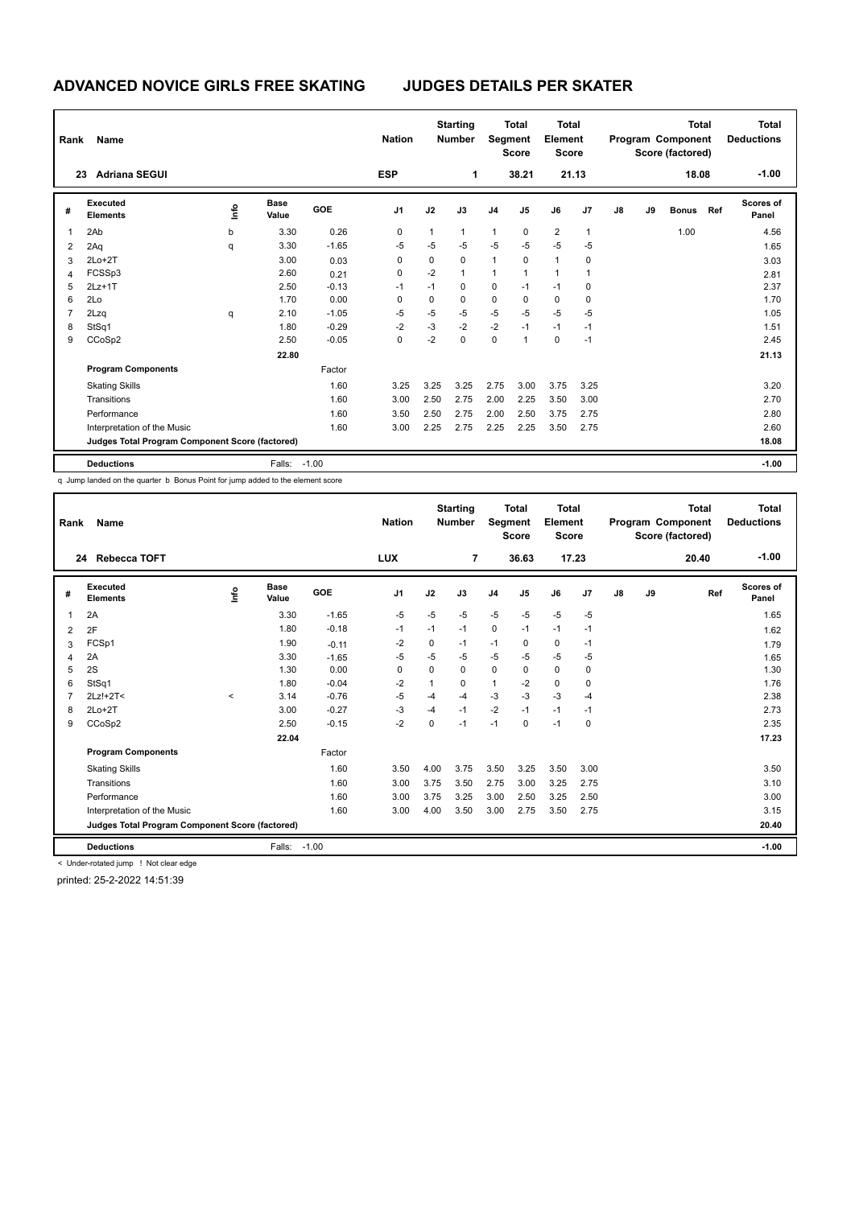# ADVANCED NOVICE GIRLS FREE SKATING JUDGES DETAILS PER SKATER

| Rank | Name | Nation | Starting Number | Total Segment Score | Total Element Score | Total Program Component Score (factored) | Total Deductions |
|---|---|---|---|---|---|---|---|
| 23 | Adriana SEGUI | ESP | 1 | 38.21 | 21.13 | 18.08 | -1.00 |

| # | Executed Elements | Info | Base Value | GOE | J1 | J2 | J3 | J4 | J5 | J6 | J7 | J8 | J9 | Bonus | Ref | Scores of Panel |
|---|---|---|---|---|---|---|---|---|---|---|---|---|---|---|---|---|
| 1 | 2Ab | b | 3.30 | 0.26 | 0 | 1 | 1 | 1 | 0 | 2 | 1 | | | 1.00 | | 4.56 |
| 2 | 2Aq | q | 3.30 | -1.65 | -5 | -5 | -5 | -5 | -5 | -5 | -5 | | | | | 1.65 |
| 3 | 2Lo+2T | | 3.00 | 0.03 | 0 | 0 | 0 | 1 | 0 | 1 | 0 | | | | | 3.03 |
| 4 | FCSSp3 | | 2.60 | 0.21 | 0 | -2 | 1 | 1 | 1 | 1 | 1 | | | | | 2.81 |
| 5 | 2Lz+1T | | 2.50 | -0.13 | -1 | -1 | 0 | 0 | -1 | -1 | 0 | | | | | 2.37 |
| 6 | 2Lo | | 1.70 | 0.00 | 0 | 0 | 0 | 0 | 0 | 0 | 0 | | | | | 1.70 |
| 7 | 2Lzq | q | 2.10 | -1.05 | -5 | -5 | -5 | -5 | -5 | -5 | -5 | | | | | 1.05 |
| 8 | StSq1 | | 1.80 | -0.29 | -2 | -3 | -2 | -2 | -1 | -1 | -1 | | | | | 1.51 |
| 9 | CCoSp2 | | 2.50 | -0.05 | 0 | -2 | 0 | 0 | 1 | 0 | -1 | | | | | 2.45 |
| | | | 22.80 | | | | | | | | | | | | | 21.13 |
| | **Program Components** | | | Factor | | | | | | | | | | | | |
| | Skating Skills | | | 1.60 | 3.25 | 3.25 | 3.25 | 2.75 | 3.00 | 3.75 | 3.25 | | | | | 3.20 |
| | Transitions | | | 1.60 | 3.00 | 2.50 | 2.75 | 2.00 | 2.25 | 3.50 | 3.00 | | | | | 2.70 |
| | Performance | | | 1.60 | 3.50 | 2.50 | 2.75 | 2.00 | 2.50 | 3.75 | 2.75 | | | | | 2.80 |
| | Interpretation of the Music | | | 1.60 | 3.00 | 2.25 | 2.75 | 2.25 | 2.25 | 3.50 | 2.75 | | | | | 2.60 |
| | **Judges Total Program Component Score (factored)** | | | | | | | | | | | | | | | 18.08 |
| | **Deductions** | | Falls: | -1.00 | | | | | | | | | | | | -1.00 |

q Jump landed on the quarter b Bonus Point for jump added to the element score

| Rank | Name | Nation | Starting Number | Total Segment Score | Total Element Score | Total Program Component Score (factored) | Total Deductions |
|---|---|---|---|---|---|---|---|
| 24 | Rebecca TOFT | LUX | 7 | 36.63 | 17.23 | 20.40 | -1.00 |

| # | Executed Elements | Info | Base Value | GOE | J1 | J2 | J3 | J4 | J5 | J6 | J7 | J8 | J9 | Ref | Scores of Panel |
|---|---|---|---|---|---|---|---|---|---|---|---|---|---|---|---|
| 1 | 2A | | 3.30 | -1.65 | -5 | -5 | -5 | -5 | -5 | -5 | -5 | | | | 1.65 |
| 2 | 2F | | 1.80 | -0.18 | -1 | -1 | -1 | 0 | -1 | -1 | -1 | | | | 1.62 |
| 3 | FCSp1 | | 1.90 | -0.11 | -2 | 0 | -1 | -1 | 0 | 0 | -1 | | | | 1.79 |
| 4 | 2A | | 3.30 | -1.65 | -5 | -5 | -5 | -5 | -5 | -5 | -5 | | | | 1.65 |
| 5 | 2S | | 1.30 | 0.00 | 0 | 0 | 0 | 0 | 0 | 0 | 0 | | | | 1.30 |
| 6 | StSq1 | | 1.80 | -0.04 | -2 | 1 | 0 | 1 | -2 | 0 | 0 | | | | 1.76 |
| 7 | 2Lz!+2T< | < | 3.14 | -0.76 | -5 | -4 | -4 | -3 | -3 | -3 | -4 | | | | 2.38 |
| 8 | 2Lo+2T | | 3.00 | -0.27 | -3 | -4 | -1 | -2 | -1 | -1 | -1 | | | | 2.73 |
| 9 | CCoSp2 | | 2.50 | -0.15 | -2 | 0 | -1 | -1 | 0 | -1 | 0 | | | | 2.35 |
| | | | 22.04 | | | | | | | | | | | | 17.23 |
| | **Program Components** | | | Factor | | | | | | | | | | | |
| | Skating Skills | | | 1.60 | 3.50 | 4.00 | 3.75 | 3.50 | 3.25 | 3.50 | 3.00 | | | | 3.50 |
| | Transitions | | | 1.60 | 3.00 | 3.75 | 3.50 | 2.75 | 3.00 | 3.25 | 2.75 | | | | 3.10 |
| | Performance | | | 1.60 | 3.00 | 3.75 | 3.25 | 3.00 | 2.50 | 3.25 | 2.50 | | | | 3.00 |
| | Interpretation of the Music | | | 1.60 | 3.00 | 4.00 | 3.50 | 3.00 | 2.75 | 3.50 | 2.75 | | | | 3.15 |
| | **Judges Total Program Component Score (factored)** | | | | | | | | | | | | | | 20.40 |
| | **Deductions** | | Falls: | -1.00 | | | | | | | | | | | -1.00 |

< Under-rotated jump ! Not clear edge

printed: 25-2-2022 14:51:39